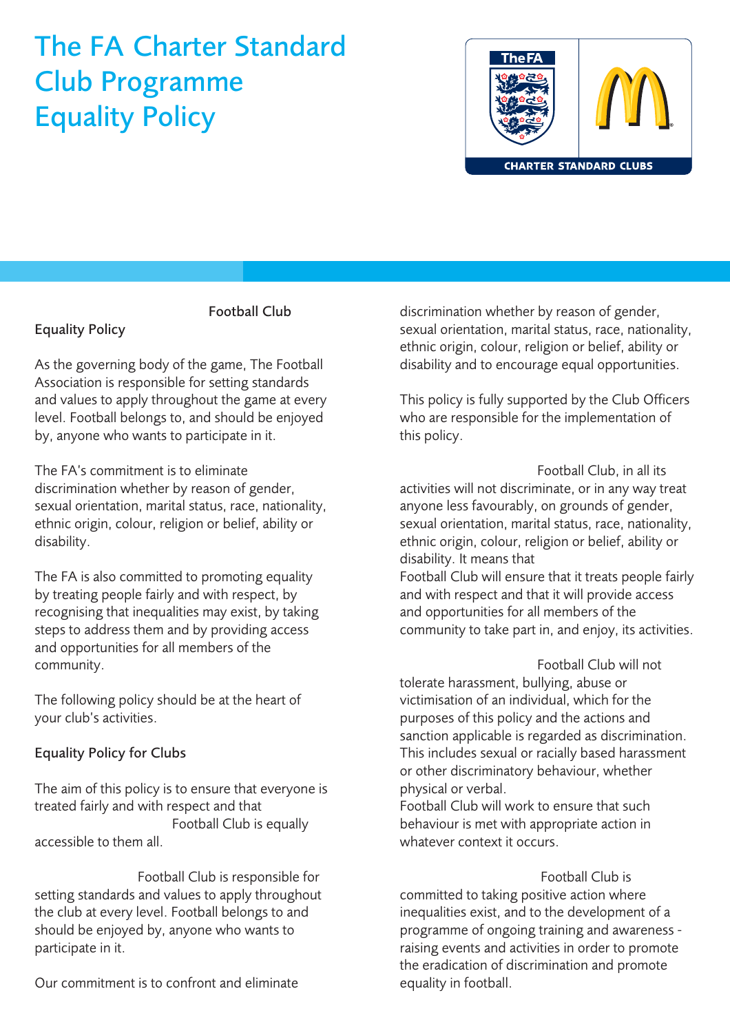# The FA Charter Standard Club Programme Equality Policy

The FA / CHARTER STANDARD CLUBS

Football Club

## Equality Policy

As the governing body of the game, The Football Association is responsible for setting standards and values to apply throughout the game at every level. Football belongs to, and should be enjoyed by, anyone who wants to participate in it.

The FA's commitment is to eliminate discrimination whether by reason of gender, sexual orientation, marital status, race, nationality, ethnic origin, colour, religion or belief, ability or disability.

The FA is also committed to promoting equality by treating people fairly and with respect, by recognising that inequalities may exist, by taking steps to address them and by providing access and opportunities for all members of the community.

The following policy should be at the heart of your club's activities.

## Equality Policy for Clubs

The aim of this policy is to ensure that everyone is treated fairly and with respect and that Football Club is equally accessible to them all.

Football Club is responsible for setting standards and values to apply throughout the club at every level. Football belongs to and should be enjoyed by, anyone who wants to participate in it.

Our commitment is to confront and eliminate discrimination whether by reason of gender, sexual orientation, marital status, race, nationality, ethnic origin, colour, religion or belief, ability or disability and to encourage equal opportunities.

This policy is fully supported by the Club Officers who are responsible for the implementation of this policy.

Football Club, in all its activities will not discriminate, or in any way treat anyone less favourably, on grounds of gender, sexual orientation, marital status, race, nationality, ethnic origin, colour, religion or belief, ability or disability. It means that Football Club will ensure that it treats people fairly and with respect and that it will provide access and opportunities for all members of the community to take part in, and enjoy, its activities.

Football Club will not tolerate harassment, bullying, abuse or victimisation of an individual, which for the purposes of this policy and the actions and sanction applicable is regarded as discrimination. This includes sexual or racially based harassment or other discriminatory behaviour, whether physical or verbal. Football Club will work to ensure that such behaviour is met with appropriate action in whatever context it occurs.

Football Club is committed to taking positive action where inequalities exist, and to the development of a programme of ongoing training and awareness - raising events and activities in order to promote the eradication of discrimination and promote equality in football.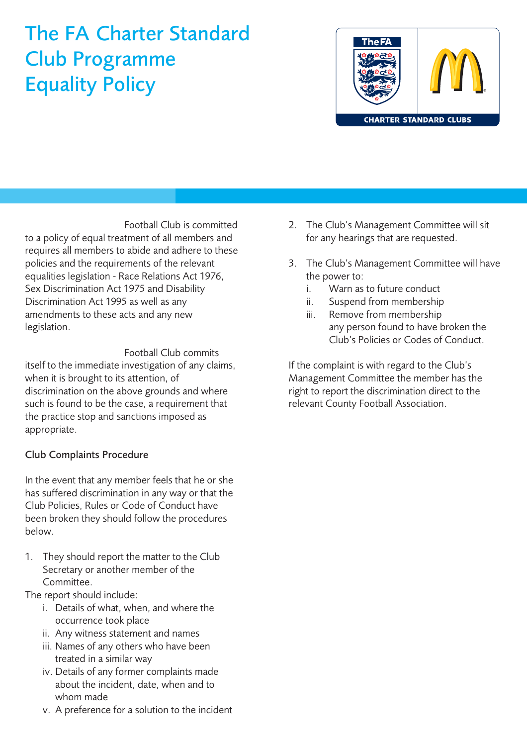# The FA Charter Standard Club Programme Equality Policy

CHARTER STANDARD CLUBS

Football Club is committed to a policy of equal treatment of all members and requires all members to abide and adhere to these policies and the requirements of the relevant equalities legislation - Race Relations Act 1976, Sex Discrimination Act 1975 and Disability Discrimination Act 1995 as well as any amendments to these acts and any new legislation.

Football Club commits itself to the immediate investigation of any claims, when it is brought to its attention, of discrimination on the above grounds and where such is found to be the case, a requirement that the practice stop and sanctions imposed as appropriate.

## Club Complaints Procedure

In the event that any member feels that he or she has suffered discrimination in any way or that the Club Policies, Rules or Code of Conduct have been broken they should follow the procedures below.

1. They should report the matter to the Club Secretary or another member of the Committee.

The report should include:

   i. Details of what, when, and where the occurrence took place
   ii. Any witness statement and names
   iii. Names of any others who have been treated in a similar way
   iv. Details of any former complaints made about the incident, date, when and to whom made
   v. A preference for a solution to the incident

2. The Club's Management Committee will sit for any hearings that are requested.

3. The Club's Management Committee will have the power to:
   i. Warn as to future conduct
   ii. Suspend from membership
   iii. Remove from membership

   any person found to have broken the Club's Policies or Codes of Conduct.

If the complaint is with regard to the Club's Management Committee the member has the right to report the discrimination direct to the relevant County Football Association.